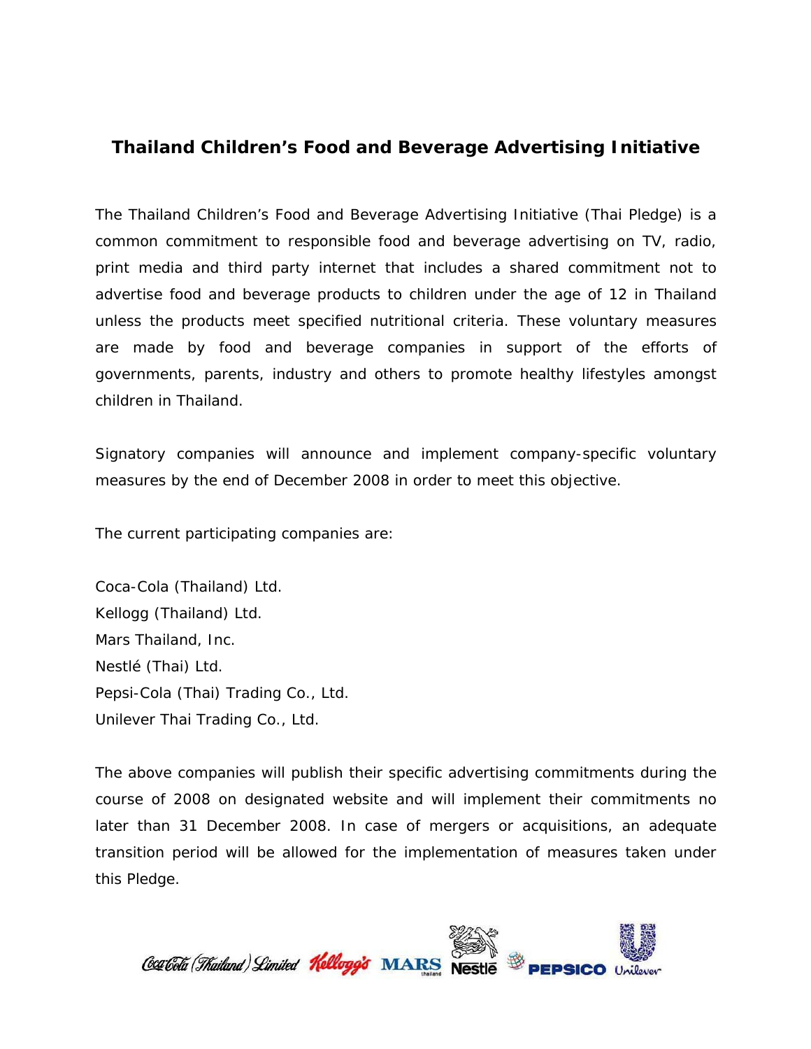# Thailand Children's Food and Beverage Advertising Initiative

The Thailand Children's Food and Beverage Advertising Initiative (Thai Pledge) is a common commitment to responsible food and beverage advertising on TV, radio, print media and third party internet that includes a shared commitment not to advertise food and beverage products to children under the age of 12 in Thailand unless the products meet specified nutritional criteria. These voluntary measures are made by food and beverage companies in support of the efforts of governments, parents, industry and others to promote healthy lifestyles amongst children in Thailand.

Signatory companies will announce and implement company-specific voluntary measures by the end of December 2008 in order to meet this objective.

The current participating companies are:

Coca-Cola (Thailand) Ltd.
Kellogg (Thailand) Ltd.
Mars Thailand, Inc.
Nestlé (Thai) Ltd.
Pepsi-Cola (Thai) Trading Co., Ltd.
Unilever Thai Trading Co., Ltd.

The above companies will publish their specific advertising commitments during the course of 2008 on designated website and will implement their commitments no later than 31 December 2008. In case of mergers or acquisitions, an adequate transition period will be allowed for the implementation of measures taken under this Pledge.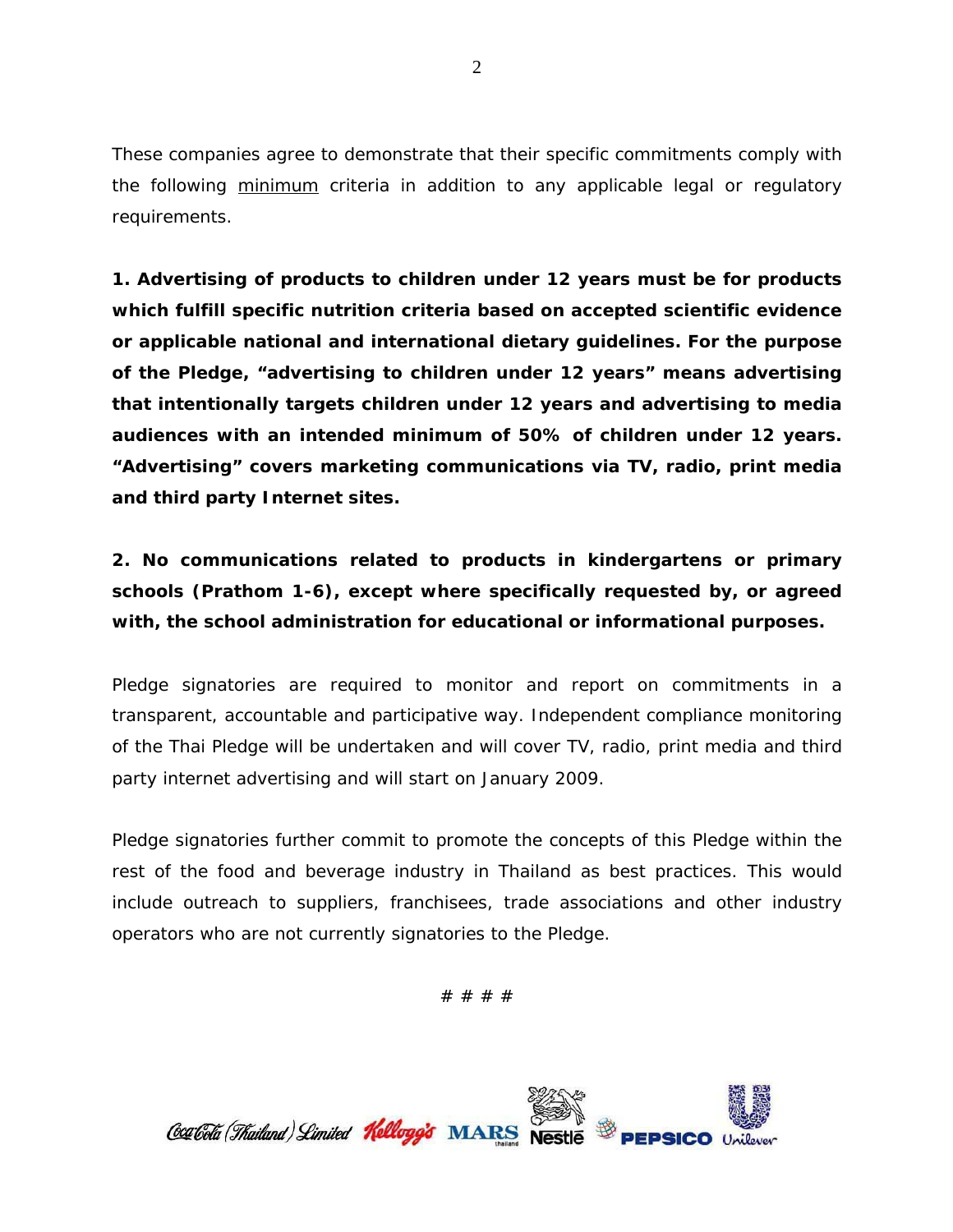These companies agree to demonstrate that their specific commitments comply with the following <u>minimum</u> criteria in addition to any applicable legal or regulatory requirements.

**1. Advertising of products to children under 12 years must be for products which fulfill specific nutrition criteria based on accepted scientific evidence or applicable national and international dietary guidelines. For the purpose of the Pledge, "advertising to children under 12 years" means advertising that intentionally targets children under 12 years and advertising to media audiences with an intended minimum of 50% of children under 12 years. "Advertising" covers marketing communications via TV, radio, print media and third party Internet sites.**

**2. No communications related to products in kindergartens or primary schools (Prathom 1-6), except where specifically requested by, or agreed with, the school administration for educational or informational purposes.**

Pledge signatories are required to monitor and report on commitments in a transparent, accountable and participative way. Independent compliance monitoring of the Thai Pledge will be undertaken and will cover TV, radio, print media and third party internet advertising and will start on January 2009.

Pledge signatories further commit to promote the concepts of this Pledge within the rest of the food and beverage industry in Thailand as best practices. This would include outreach to suppliers, franchisees, trade associations and other industry operators who are not currently signatories to the Pledge.

# # # #

Coca-Cola (Thailand) Limited Kellogg's MARS thailand Nestlé PEPSICO Unilever